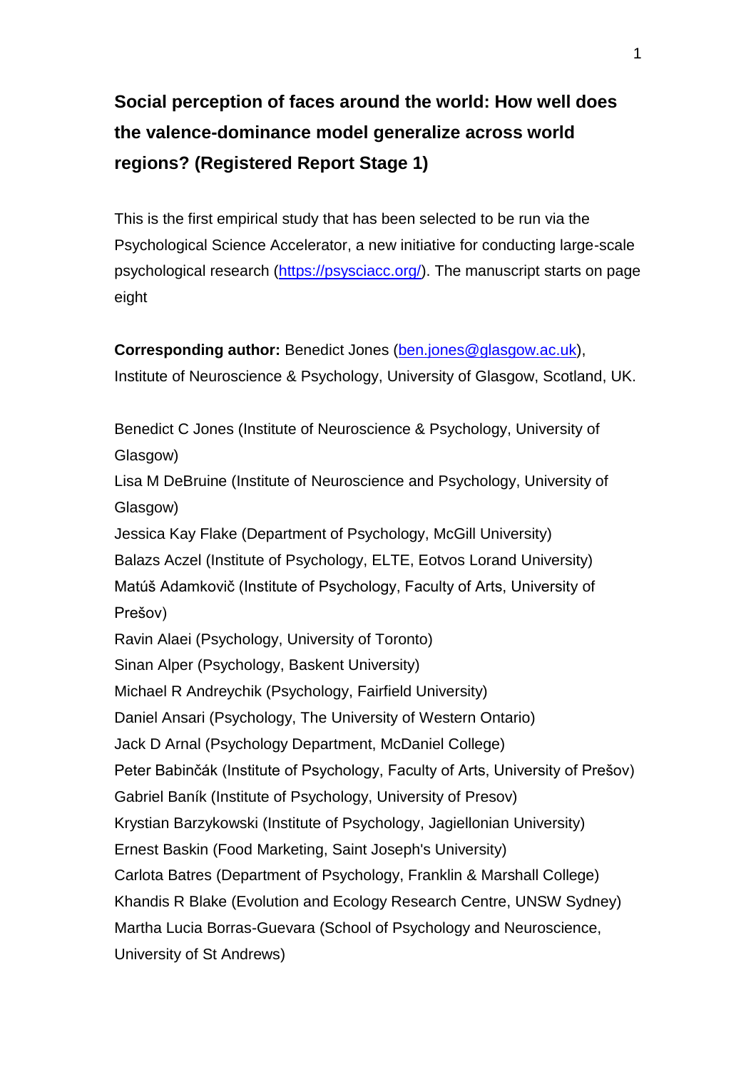# Social perception of faces around the world: How well does the valence-dominance model generalize across world regions? (Registered Report Stage 1)

This is the first empirical study that has been selected to be run via the Psychological Science Accelerator, a new initiative for conducting large-scale psychological research (https://psysciacc.org/). The manuscript starts on page eight

**Corresponding author:** Benedict Jones (ben.jones@glasgow.ac.uk), Institute of Neuroscience & Psychology, University of Glasgow, Scotland, UK.

Benedict C Jones (Institute of Neuroscience & Psychology, University of Glasgow)
Lisa M DeBruine (Institute of Neuroscience and Psychology, University of Glasgow)
Jessica Kay Flake (Department of Psychology, McGill University)
Balazs Aczel (Institute of Psychology, ELTE, Eotvos Lorand University)
Matúš Adamkovič (Institute of Psychology, Faculty of Arts, University of Prešov)
Ravin Alaei (Psychology, University of Toronto)
Sinan Alper (Psychology, Baskent University)
Michael R Andreychik (Psychology, Fairfield University)
Daniel Ansari (Psychology, The University of Western Ontario)
Jack D Arnal (Psychology Department, McDaniel College)
Peter Babinčák (Institute of Psychology, Faculty of Arts, University of Prešov)
Gabriel Baník (Institute of Psychology, University of Presov)
Krystian Barzykowski (Institute of Psychology, Jagiellonian University)
Ernest Baskin (Food Marketing, Saint Joseph's University)
Carlota Batres (Department of Psychology, Franklin & Marshall College)
Khandis R Blake (Evolution and Ecology Research Centre, UNSW Sydney)
Martha Lucia Borras-Guevara (School of Psychology and Neuroscience, University of St Andrews)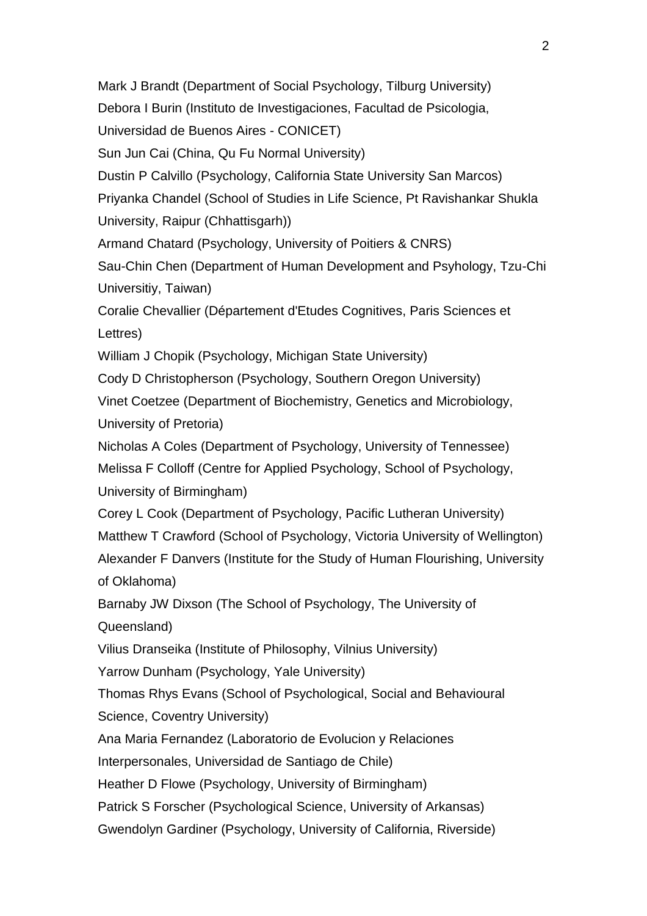Mark J Brandt (Department of Social Psychology, Tilburg University)
Debora I Burin (Instituto de Investigaciones, Facultad de Psicologia, Universidad de Buenos Aires - CONICET)
Sun Jun Cai (China, Qu Fu Normal University)
Dustin P Calvillo (Psychology, California State University San Marcos)
Priyanka Chandel (School of Studies in Life Science, Pt Ravishankar Shukla University, Raipur (Chhattisgarh))
Armand Chatard (Psychology, University of Poitiers & CNRS)
Sau-Chin Chen (Department of Human Development and Psyhology, Tzu-Chi Universitiy, Taiwan)
Coralie Chevallier (Département d'Etudes Cognitives, Paris Sciences et Lettres)
William J Chopik (Psychology, Michigan State University)
Cody D Christopherson (Psychology, Southern Oregon University)
Vinet Coetzee (Department of Biochemistry, Genetics and Microbiology, University of Pretoria)
Nicholas A Coles (Department of Psychology, University of Tennessee)
Melissa F Colloff (Centre for Applied Psychology, School of Psychology, University of Birmingham)
Corey L Cook (Department of Psychology, Pacific Lutheran University)
Matthew T Crawford (School of Psychology, Victoria University of Wellington)
Alexander F Danvers (Institute for the Study of Human Flourishing, University of Oklahoma)
Barnaby JW Dixson (The School of Psychology, The University of Queensland)
Vilius Dranseika (Institute of Philosophy, Vilnius University)
Yarrow Dunham (Psychology, Yale University)
Thomas Rhys Evans (School of Psychological, Social and Behavioural Science, Coventry University)
Ana Maria Fernandez (Laboratorio de Evolucion y Relaciones Interpersonales, Universidad de Santiago de Chile)
Heather D Flowe (Psychology, University of Birmingham)
Patrick S Forscher (Psychological Science, University of Arkansas)
Gwendolyn Gardiner (Psychology, University of California, Riverside)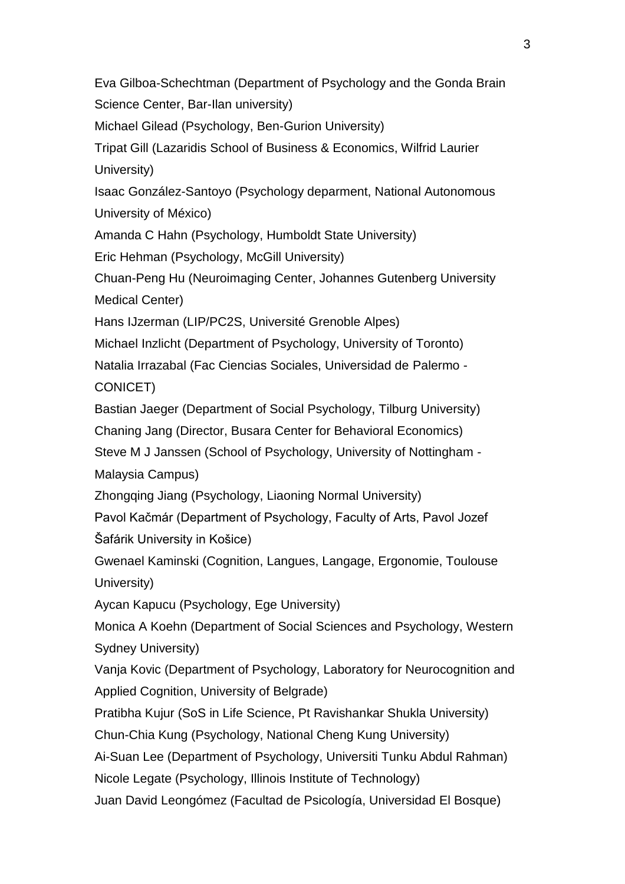Eva Gilboa-Schechtman (Department of Psychology and the Gonda Brain Science Center, Bar-Ilan university)

Michael Gilead (Psychology, Ben-Gurion University)

Tripat Gill (Lazaridis School of Business & Economics, Wilfrid Laurier University)

Isaac González-Santoyo (Psychology deparment, National Autonomous University of México)

Amanda C Hahn (Psychology, Humboldt State University)

Eric Hehman (Psychology, McGill University)

Chuan-Peng Hu (Neuroimaging Center, Johannes Gutenberg University Medical Center)

Hans IJzerman (LIP/PC2S, Université Grenoble Alpes)

Michael Inzlicht (Department of Psychology, University of Toronto)

Natalia Irrazabal (Fac Ciencias Sociales, Universidad de Palermo - CONICET)

Bastian Jaeger (Department of Social Psychology, Tilburg University)

Chaning Jang (Director, Busara Center for Behavioral Economics)

Steve M J Janssen (School of Psychology, University of Nottingham - Malaysia Campus)

Zhongqing Jiang (Psychology, Liaoning Normal University)

Pavol Kačmár (Department of Psychology, Faculty of Arts, Pavol Jozef Šafárik University in Košice)

Gwenael Kaminski (Cognition, Langues, Langage, Ergonomie, Toulouse University)

Aycan Kapucu (Psychology, Ege University)

Monica A Koehn (Department of Social Sciences and Psychology, Western Sydney University)

Vanja Kovic (Department of Psychology, Laboratory for Neurocognition and Applied Cognition, University of Belgrade)

Pratibha Kujur (SoS in Life Science, Pt Ravishankar Shukla University)

Chun-Chia Kung (Psychology, National Cheng Kung University)

Ai-Suan Lee (Department of Psychology, Universiti Tunku Abdul Rahman)

Nicole Legate (Psychology, Illinois Institute of Technology)

Juan David Leongómez (Facultad de Psicología, Universidad El Bosque)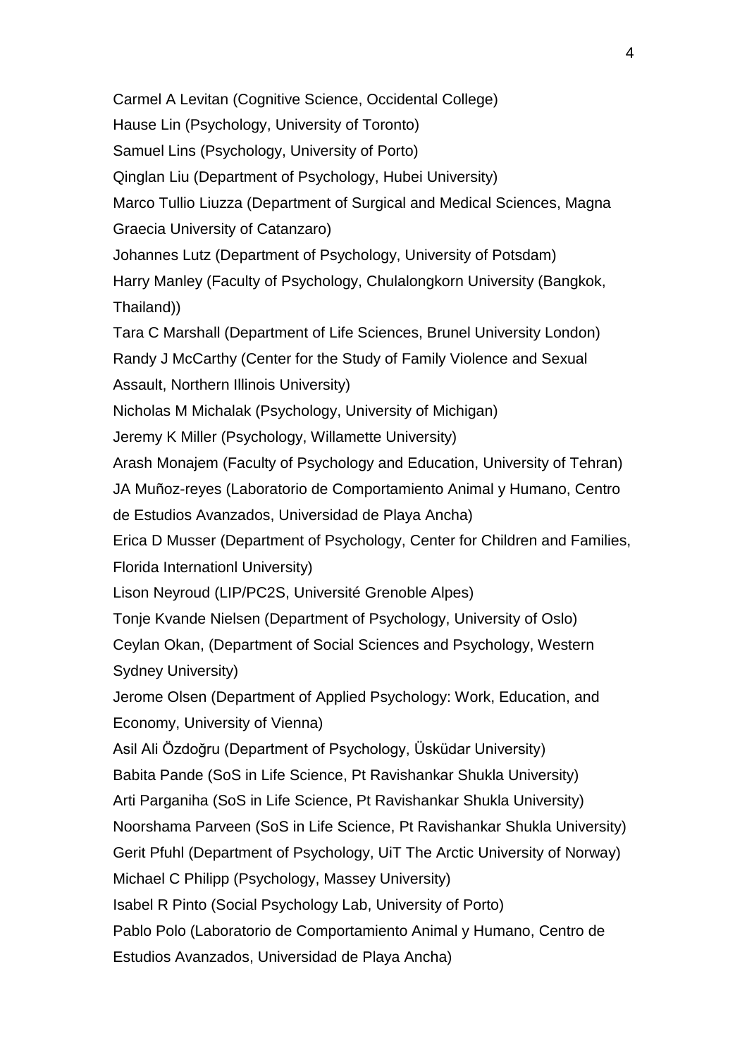Carmel A Levitan (Cognitive Science, Occidental College)

Hause Lin (Psychology, University of Toronto)

Samuel Lins (Psychology, University of Porto)

Qinglan Liu (Department of Psychology, Hubei University)

Marco Tullio Liuzza (Department of Surgical and Medical Sciences, Magna Graecia University of Catanzaro)

Johannes Lutz (Department of Psychology, University of Potsdam)

Harry Manley (Faculty of Psychology, Chulalongkorn University (Bangkok, Thailand))

Tara C Marshall (Department of Life Sciences, Brunel University London)

Randy J McCarthy (Center for the Study of Family Violence and Sexual Assault, Northern Illinois University)

Nicholas M Michalak (Psychology, University of Michigan)

Jeremy K Miller (Psychology, Willamette University)

Arash Monajem (Faculty of Psychology and Education, University of Tehran)

JA Muñoz-reyes (Laboratorio de Comportamiento Animal y Humano, Centro de Estudios Avanzados, Universidad de Playa Ancha)

Erica D Musser (Department of Psychology, Center for Children and Families, Florida Internationl University)

Lison Neyroud (LIP/PC2S, Université Grenoble Alpes)

Tonje Kvande Nielsen (Department of Psychology, University of Oslo)

Ceylan Okan, (Department of Social Sciences and Psychology, Western Sydney University)

Jerome Olsen (Department of Applied Psychology: Work, Education, and Economy, University of Vienna)

Asil Ali Özdoğru (Department of Psychology, Üsküdar University)

Babita Pande (SoS in Life Science, Pt Ravishankar Shukla University)

Arti Parganiha (SoS in Life Science, Pt Ravishankar Shukla University)

Noorshama Parveen (SoS in Life Science, Pt Ravishankar Shukla University)

Gerit Pfuhl (Department of Psychology, UiT The Arctic University of Norway)

Michael C Philipp (Psychology, Massey University)

Isabel R Pinto (Social Psychology Lab, University of Porto)

Pablo Polo (Laboratorio de Comportamiento Animal y Humano, Centro de Estudios Avanzados, Universidad de Playa Ancha)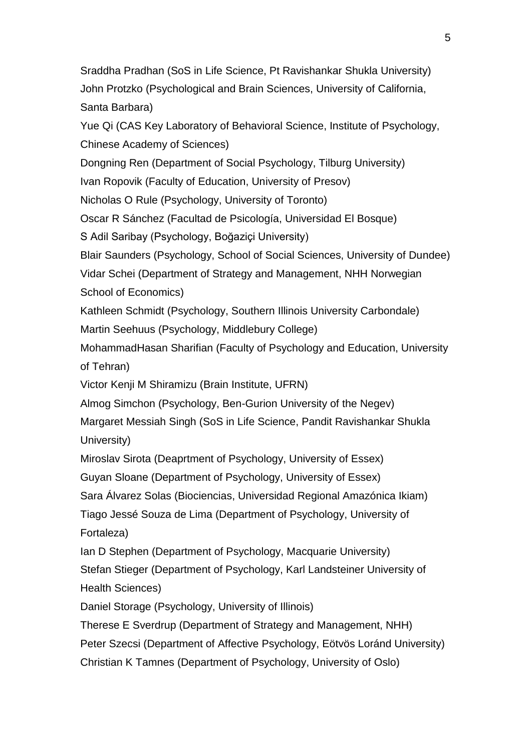Sraddha Pradhan (SoS in Life Science, Pt Ravishankar Shukla University)
John Protzko (Psychological and Brain Sciences, University of California, Santa Barbara)
Yue Qi (CAS Key Laboratory of Behavioral Science, Institute of Psychology, Chinese Academy of Sciences)
Dongning Ren (Department of Social Psychology, Tilburg University)
Ivan Ropovik (Faculty of Education, University of Presov)
Nicholas O Rule (Psychology, University of Toronto)
Oscar R Sánchez (Facultad de Psicología, Universidad El Bosque)
S Adil Saribay (Psychology, Boğaziçi University)
Blair Saunders (Psychology, School of Social Sciences, University of Dundee)
Vidar Schei (Department of Strategy and Management, NHH Norwegian School of Economics)
Kathleen Schmidt (Psychology, Southern Illinois University Carbondale)
Martin Seehuus (Psychology, Middlebury College)
MohammadHasan Sharifian (Faculty of Psychology and Education, University of Tehran)
Victor Kenji M Shiramizu (Brain Institute, UFRN)
Almog Simchon (Psychology, Ben-Gurion University of the Negev)
Margaret Messiah Singh (SoS in Life Science, Pandit Ravishankar Shukla University)
Miroslav Sirota (Deaprtment of Psychology, University of Essex)
Guyan Sloane (Department of Psychology, University of Essex)
Sara Álvarez Solas (Biociencias, Universidad Regional Amazónica Ikiam)
Tiago Jessé Souza de Lima (Department of Psychology, University of Fortaleza)
Ian D Stephen (Department of Psychology, Macquarie University)
Stefan Stieger (Department of Psychology, Karl Landsteiner University of Health Sciences)
Daniel Storage (Psychology, University of Illinois)
Therese E Sverdrup (Department of Strategy and Management, NHH)
Peter Szecsi (Department of Affective Psychology, Eötvös Loránd University)
Christian K Tamnes (Department of Psychology, University of Oslo)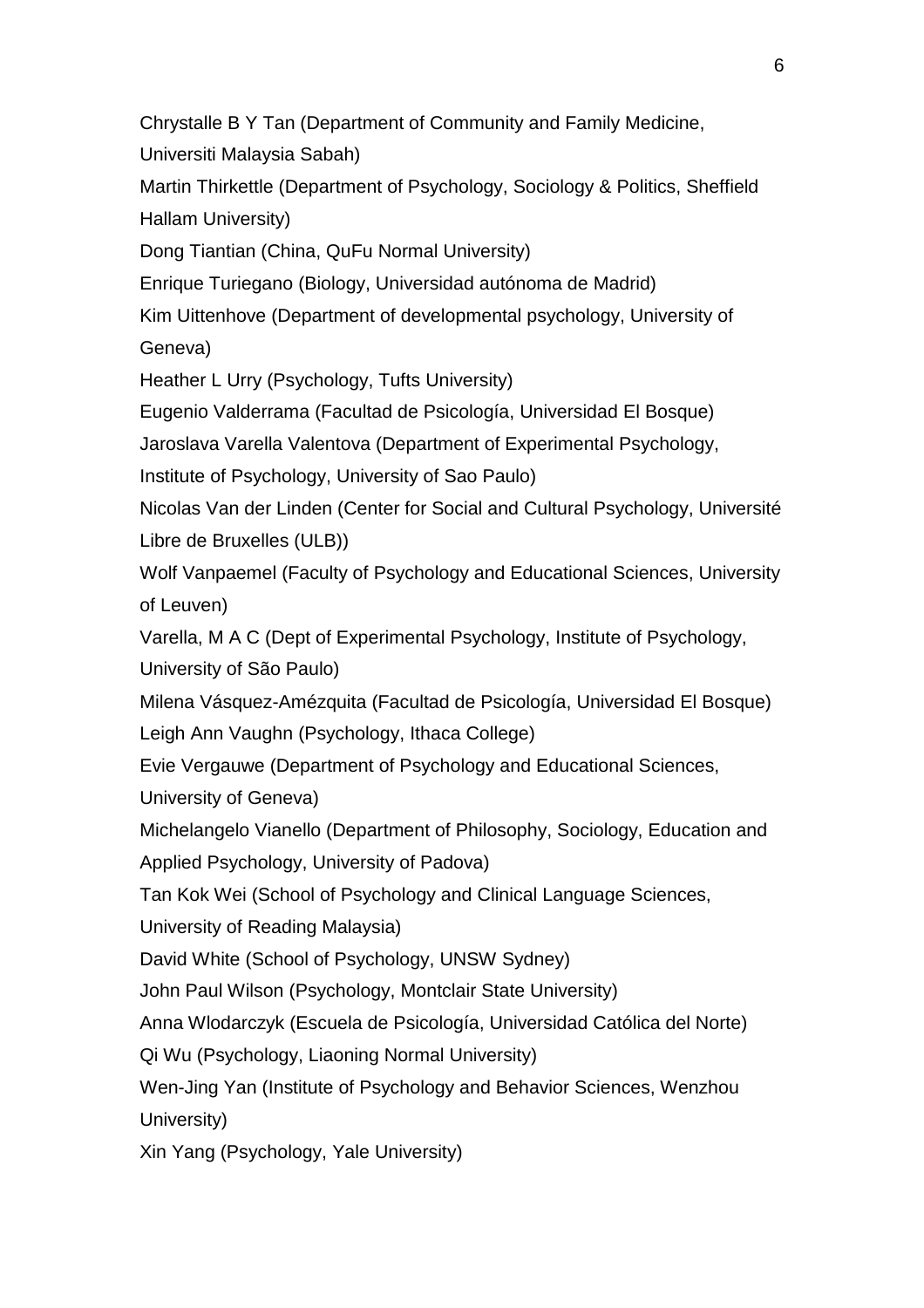Chrystalle B Y Tan (Department of Community and Family Medicine, Universiti Malaysia Sabah)

Martin Thirkettle (Department of Psychology, Sociology & Politics, Sheffield Hallam University)

Dong Tiantian (China, QuFu Normal University)

Enrique Turiegano (Biology, Universidad autónoma de Madrid)

Kim Uittenhove (Department of developmental psychology, University of Geneva)

Heather L Urry (Psychology, Tufts University)

Eugenio Valderrama (Facultad de Psicología, Universidad El Bosque)

Jaroslava Varella Valentova (Department of Experimental Psychology, Institute of Psychology, University of Sao Paulo)

Nicolas Van der Linden (Center for Social and Cultural Psychology, Université Libre de Bruxelles (ULB))

Wolf Vanpaemel (Faculty of Psychology and Educational Sciences, University of Leuven)

Varella, M A C (Dept of Experimental Psychology, Institute of Psychology, University of São Paulo)

Milena Vásquez-Amézquita (Facultad de Psicología, Universidad El Bosque)

Leigh Ann Vaughn (Psychology, Ithaca College)

Evie Vergauwe (Department of Psychology and Educational Sciences, University of Geneva)

Michelangelo Vianello (Department of Philosophy, Sociology, Education and Applied Psychology, University of Padova)

Tan Kok Wei (School of Psychology and Clinical Language Sciences, University of Reading Malaysia)

David White (School of Psychology, UNSW Sydney)

John Paul Wilson (Psychology, Montclair State University)

Anna Wlodarczyk (Escuela de Psicología, Universidad Católica del Norte)

Qi Wu (Psychology, Liaoning Normal University)

Wen-Jing Yan (Institute of Psychology and Behavior Sciences, Wenzhou University)

Xin Yang (Psychology, Yale University)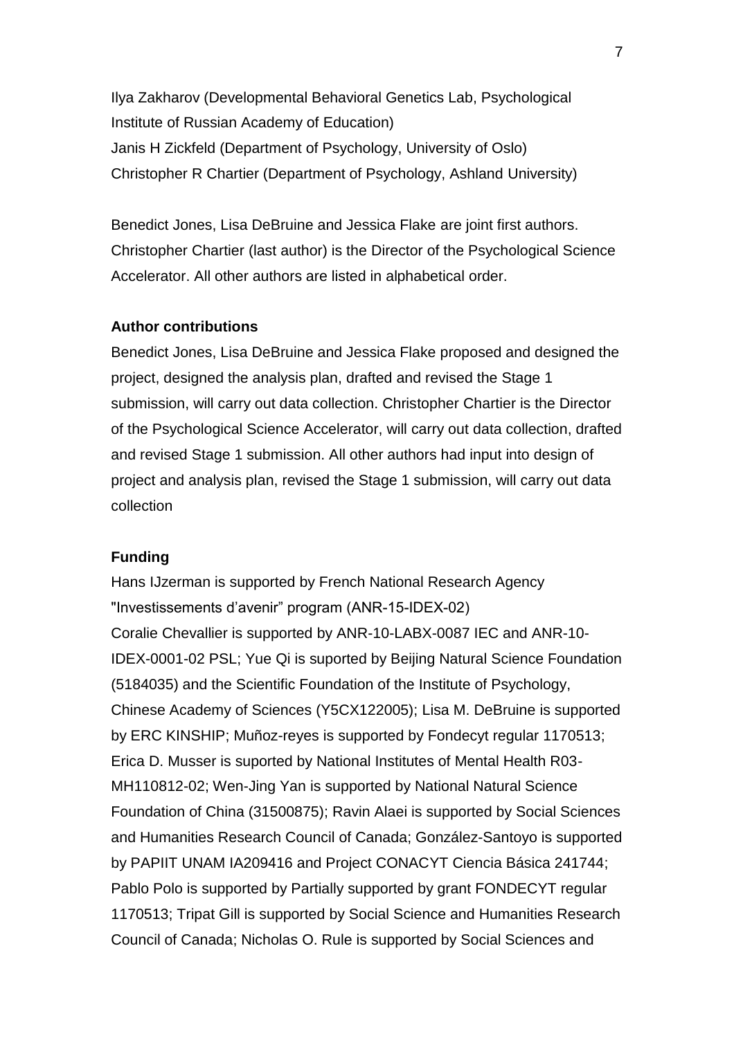Ilya Zakharov (Developmental Behavioral Genetics Lab, Psychological Institute of Russian Academy of Education)
Janis H Zickfeld (Department of Psychology, University of Oslo)
Christopher R Chartier (Department of Psychology, Ashland University)

Benedict Jones, Lisa DeBruine and Jessica Flake are joint first authors. Christopher Chartier (last author) is the Director of the Psychological Science Accelerator. All other authors are listed in alphabetical order.

**Author contributions**

Benedict Jones, Lisa DeBruine and Jessica Flake proposed and designed the project, designed the analysis plan, drafted and revised the Stage 1 submission, will carry out data collection. Christopher Chartier is the Director of the Psychological Science Accelerator, will carry out data collection, drafted and revised Stage 1 submission. All other authors had input into design of project and analysis plan, revised the Stage 1 submission, will carry out data collection

**Funding**

Hans IJzerman is supported by French National Research Agency "Investissements d'avenir" program (ANR-15-IDEX-02)
Coralie Chevallier is supported by ANR-10-LABX-0087 IEC and ANR-10-IDEX-0001-02 PSL; Yue Qi is suported by Beijing Natural Science Foundation (5184035) and the Scientific Foundation of the Institute of Psychology, Chinese Academy of Sciences (Y5CX122005); Lisa M. DeBruine is supported by ERC KINSHIP; Muñoz-reyes is supported by Fondecyt regular 1170513; Erica D. Musser is suported by National Institutes of Mental Health R03-MH110812-02; Wen-Jing Yan is supported by National Natural Science Foundation of China (31500875); Ravin Alaei is supported by Social Sciences and Humanities Research Council of Canada; González-Santoyo is supported by PAPIIT UNAM IA209416 and Project CONACYT Ciencia Básica 241744; Pablo Polo is supported by Partially supported by grant FONDECYT regular 1170513; Tripat Gill is supported by Social Science and Humanities Research Council of Canada; Nicholas O. Rule is supported by Social Sciences and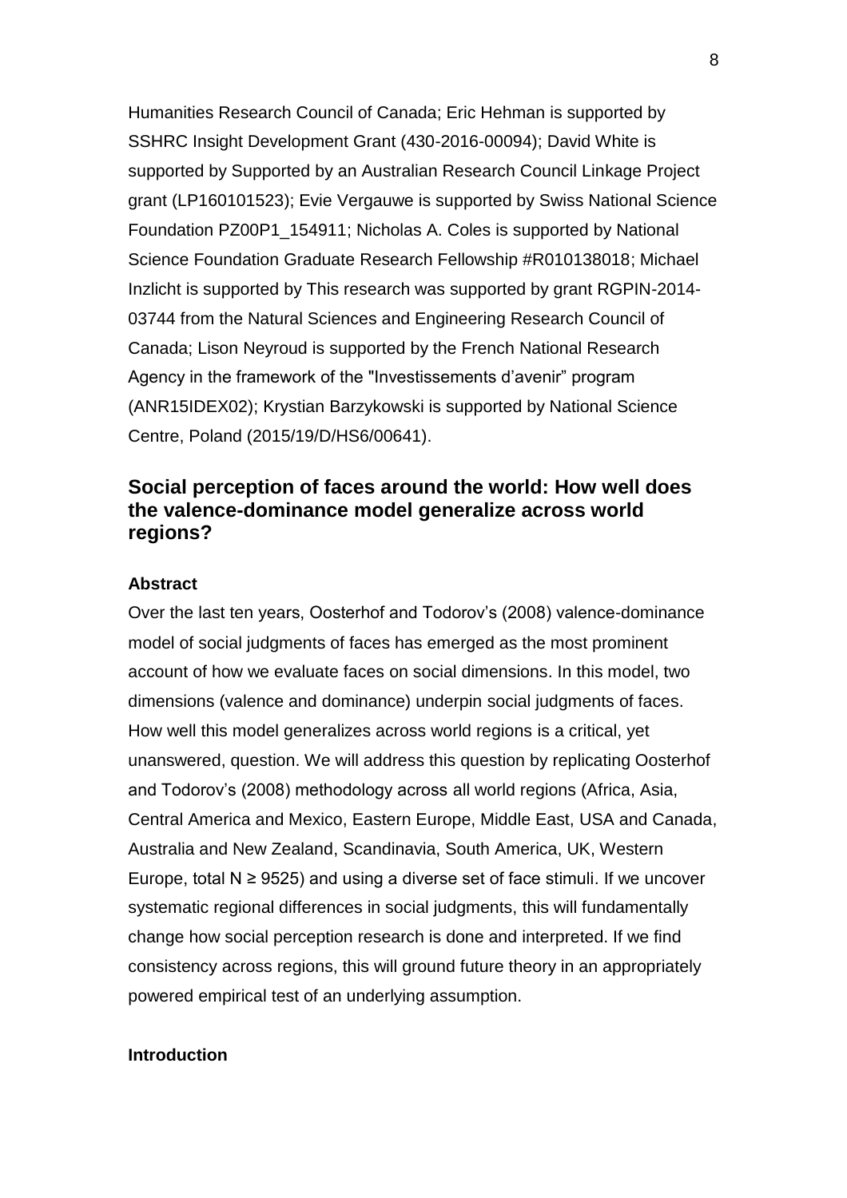Humanities Research Council of Canada; Eric Hehman is supported by SSHRC Insight Development Grant (430-2016-00094); David White is supported by Supported by an Australian Research Council Linkage Project grant (LP160101523); Evie Vergauwe is supported by Swiss National Science Foundation PZ00P1_154911; Nicholas A. Coles is supported by National Science Foundation Graduate Research Fellowship #R010138018; Michael Inzlicht is supported by This research was supported by grant RGPIN-2014-03744 from the Natural Sciences and Engineering Research Council of Canada; Lison Neyroud is supported by the French National Research Agency in the framework of the "Investissements d'avenir" program (ANR15IDEX02); Krystian Barzykowski is supported by National Science Centre, Poland (2015/19/D/HS6/00641).

## Social perception of faces around the world: How well does the valence-dominance model generalize across world regions?

### Abstract

Over the last ten years, Oosterhof and Todorov's (2008) valence-dominance model of social judgments of faces has emerged as the most prominent account of how we evaluate faces on social dimensions. In this model, two dimensions (valence and dominance) underpin social judgments of faces. How well this model generalizes across world regions is a critical, yet unanswered, question. We will address this question by replicating Oosterhof and Todorov's (2008) methodology across all world regions (Africa, Asia, Central America and Mexico, Eastern Europe, Middle East, USA and Canada, Australia and New Zealand, Scandinavia, South America, UK, Western Europe, total $N \geq 9525$) and using a diverse set of face stimuli. If we uncover systematic regional differences in social judgments, this will fundamentally change how social perception research is done and interpreted. If we find consistency across regions, this will ground future theory in an appropriately powered empirical test of an underlying assumption.

### Introduction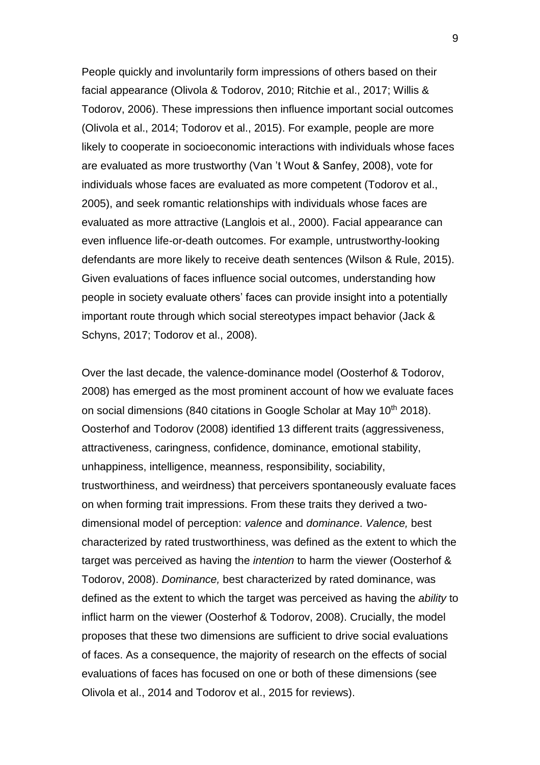People quickly and involuntarily form impressions of others based on their facial appearance (Olivola & Todorov, 2010; Ritchie et al., 2017; Willis & Todorov, 2006). These impressions then influence important social outcomes (Olivola et al., 2014; Todorov et al., 2015). For example, people are more likely to cooperate in socioeconomic interactions with individuals whose faces are evaluated as more trustworthy (Van 't Wout & Sanfey, 2008), vote for individuals whose faces are evaluated as more competent (Todorov et al., 2005), and seek romantic relationships with individuals whose faces are evaluated as more attractive (Langlois et al., 2000). Facial appearance can even influence life-or-death outcomes. For example, untrustworthy-looking defendants are more likely to receive death sentences (Wilson & Rule, 2015). Given evaluations of faces influence social outcomes, understanding how people in society evaluate others' faces can provide insight into a potentially important route through which social stereotypes impact behavior (Jack & Schyns, 2017; Todorov et al., 2008).

Over the last decade, the valence-dominance model (Oosterhof & Todorov, 2008) has emerged as the most prominent account of how we evaluate faces on social dimensions (840 citations in Google Scholar at May 10th 2018). Oosterhof and Todorov (2008) identified 13 different traits (aggressiveness, attractiveness, caringness, confidence, dominance, emotional stability, unhappiness, intelligence, meanness, responsibility, sociability, trustworthiness, and weirdness) that perceivers spontaneously evaluate faces on when forming trait impressions. From these traits they derived a two-dimensional model of perception: *valence* and *dominance*. *Valence,* best characterized by rated trustworthiness, was defined as the extent to which the target was perceived as having the *intention* to harm the viewer (Oosterhof & Todorov, 2008). *Dominance,* best characterized by rated dominance, was defined as the extent to which the target was perceived as having the *ability* to inflict harm on the viewer (Oosterhof & Todorov, 2008). Crucially, the model proposes that these two dimensions are sufficient to drive social evaluations of faces. As a consequence, the majority of research on the effects of social evaluations of faces has focused on one or both of these dimensions (see Olivola et al., 2014 and Todorov et al., 2015 for reviews).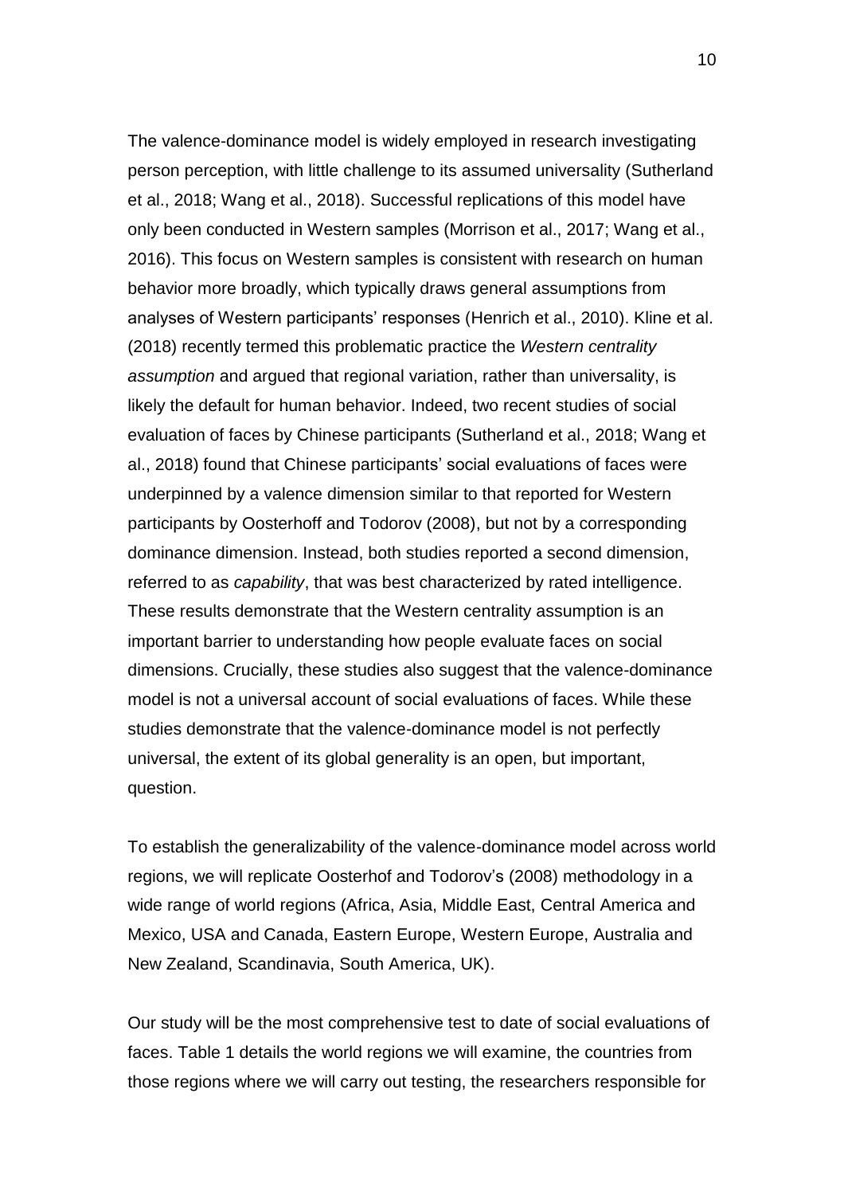The valence-dominance model is widely employed in research investigating person perception, with little challenge to its assumed universality (Sutherland et al., 2018; Wang et al., 2018). Successful replications of this model have only been conducted in Western samples (Morrison et al., 2017; Wang et al., 2016). This focus on Western samples is consistent with research on human behavior more broadly, which typically draws general assumptions from analyses of Western participants' responses (Henrich et al., 2010). Kline et al. (2018) recently termed this problematic practice the *Western centrality assumption* and argued that regional variation, rather than universality, is likely the default for human behavior. Indeed, two recent studies of social evaluation of faces by Chinese participants (Sutherland et al., 2018; Wang et al., 2018) found that Chinese participants' social evaluations of faces were underpinned by a valence dimension similar to that reported for Western participants by Oosterhoff and Todorov (2008), but not by a corresponding dominance dimension. Instead, both studies reported a second dimension, referred to as *capability*, that was best characterized by rated intelligence. These results demonstrate that the Western centrality assumption is an important barrier to understanding how people evaluate faces on social dimensions. Crucially, these studies also suggest that the valence-dominance model is not a universal account of social evaluations of faces. While these studies demonstrate that the valence-dominance model is not perfectly universal, the extent of its global generality is an open, but important, question.

To establish the generalizability of the valence-dominance model across world regions, we will replicate Oosterhof and Todorov's (2008) methodology in a wide range of world regions (Africa, Asia, Middle East, Central America and Mexico, USA and Canada, Eastern Europe, Western Europe, Australia and New Zealand, Scandinavia, South America, UK).

Our study will be the most comprehensive test to date of social evaluations of faces. Table 1 details the world regions we will examine, the countries from those regions where we will carry out testing, the researchers responsible for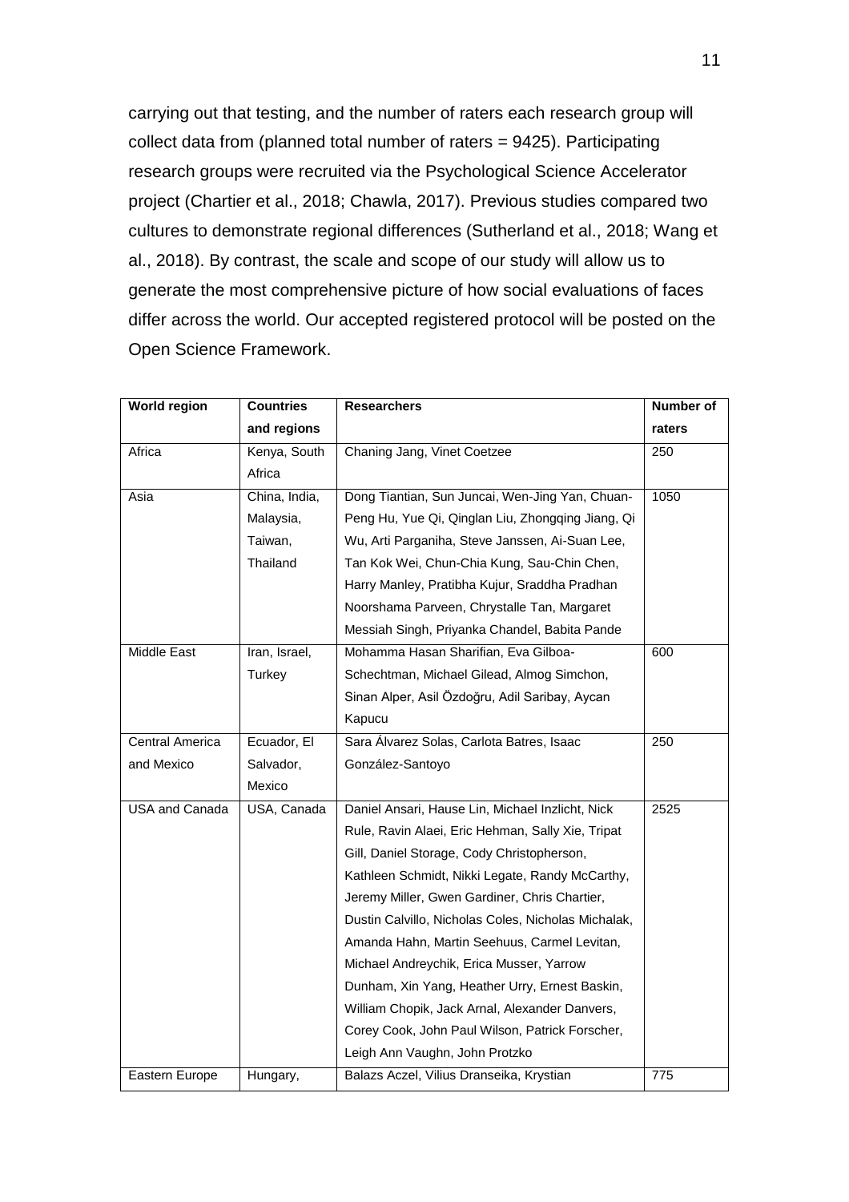carrying out that testing, and the number of raters each research group will collect data from (planned total number of raters = 9425). Participating research groups were recruited via the Psychological Science Accelerator project (Chartier et al., 2018; Chawla, 2017). Previous studies compared two cultures to demonstrate regional differences (Sutherland et al., 2018; Wang et al., 2018). By contrast, the scale and scope of our study will allow us to generate the most comprehensive picture of how social evaluations of faces differ across the world. Our accepted registered protocol will be posted on the Open Science Framework.

| World region | Countries and regions | Researchers | Number of raters |
|---|---|---|---|
| Africa | Kenya, South Africa | Chaning Jang, Vinet Coetzee | 250 |
| Asia | China, India, Malaysia, Taiwan, Thailand | Dong Tiantian, Sun Juncai, Wen-Jing Yan, Chuan-Peng Hu, Yue Qi, Qinglan Liu, Zhongqing Jiang, Qi Wu, Arti Parganiha, Steve Janssen, Ai-Suan Lee, Tan Kok Wei, Chun-Chia Kung, Sau-Chin Chen, Harry Manley, Pratibha Kujur, Sraddha Pradhan Noorshama Parveen, Chrystalle Tan, Margaret Messiah Singh, Priyanka Chandel, Babita Pande | 1050 |
| Middle East | Iran, Israel, Turkey | Mohamma Hasan Sharifian, Eva Gilboa-Schechtman, Michael Gilead, Almog Simchon, Sinan Alper, Asil Özdoğru, Adil Saribay, Aycan Kapucu | 600 |
| Central America and Mexico | Ecuador, El Salvador, Mexico | Sara Álvarez Solas, Carlota Batres, Isaac González-Santoyo | 250 |
| USA and Canada | USA, Canada | Daniel Ansari, Hause Lin, Michael Inzlicht, Nick Rule, Ravin Alaei, Eric Hehman, Sally Xie, Tripat Gill, Daniel Storage, Cody Christopherson, Kathleen Schmidt, Nikki Legate, Randy McCarthy, Jeremy Miller, Gwen Gardiner, Chris Chartier, Dustin Calvillo, Nicholas Coles, Nicholas Michalak, Amanda Hahn, Martin Seehuus, Carmel Levitan, Michael Andreychik, Erica Musser, Yarrow Dunham, Xin Yang, Heather Urry, Ernest Baskin, William Chopik, Jack Arnal, Alexander Danvers, Corey Cook, John Paul Wilson, Patrick Forscher, Leigh Ann Vaughn, John Protzko | 2525 |
| Eastern Europe | Hungary, | Balazs Aczel, Vilius Dranseika, Krystian | 775 |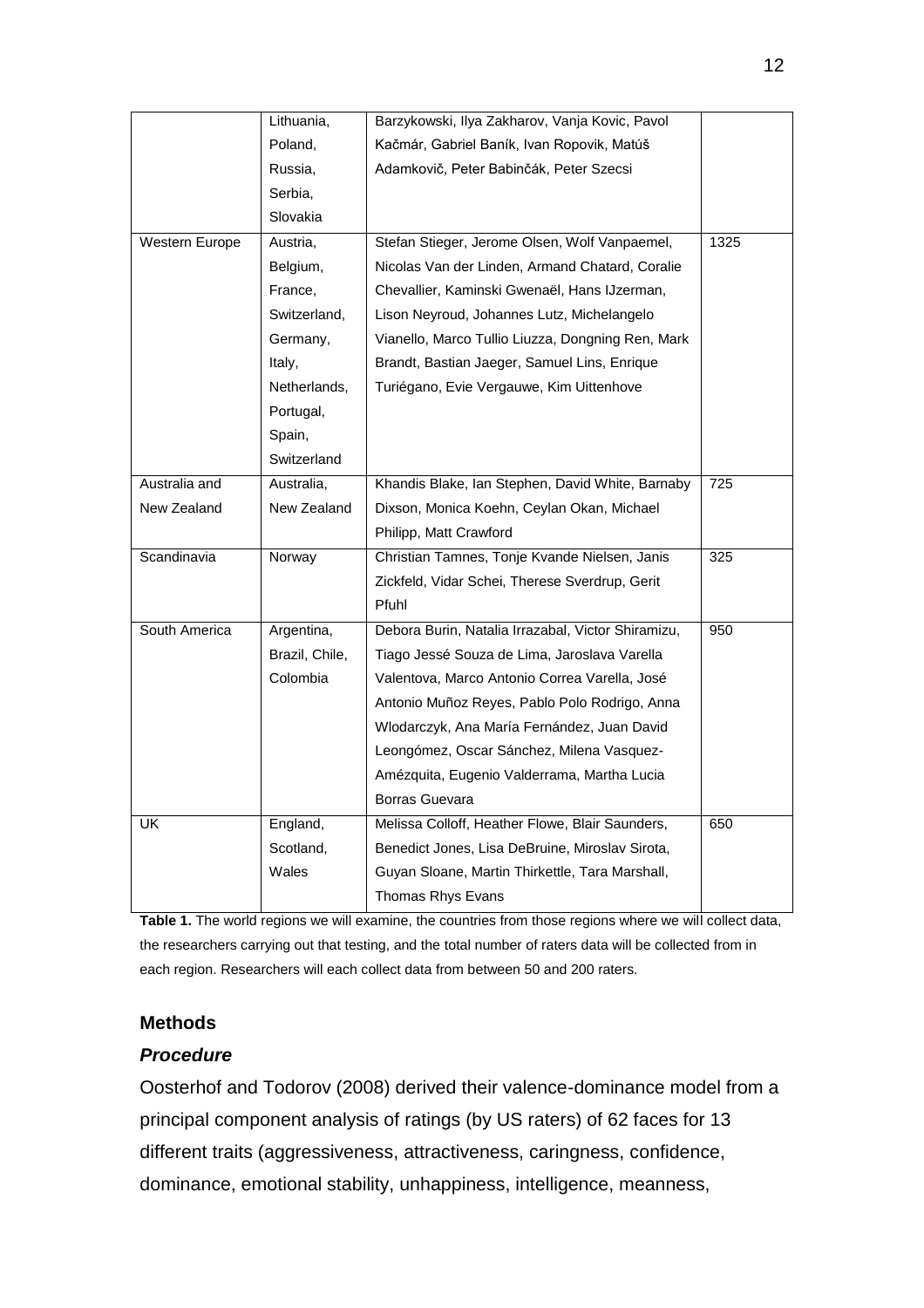| | | | |
|---|---|---|---|
| | Lithuania, Poland, Russia, Serbia, Slovakia | Barzykowski, Ilya Zakharov, Vanja Kovic, Pavol Kačmár, Gabriel Baník, Ivan Ropovik, Matúš Adamkovič, Peter Babinčák, Peter Szecsi | |
| Western Europe | Austria, Belgium, France, Switzerland, Germany, Italy, Netherlands, Portugal, Spain, Switzerland | Stefan Stieger, Jerome Olsen, Wolf Vanpaemel, Nicolas Van der Linden, Armand Chatard, Coralie Chevallier, Kaminski Gwenaël, Hans IJzerman, Lison Neyroud, Johannes Lutz, Michelangelo Vianello, Marco Tullio Liuzza, Dongning Ren, Mark Brandt, Bastian Jaeger, Samuel Lins, Enrique Turiégano, Evie Vergauwe, Kim Uittenhove | 1325 |
| Australia and New Zealand | Australia, New Zealand | Khandis Blake, Ian Stephen, David White, Barnaby Dixson, Monica Koehn, Ceylan Okan, Michael Philipp, Matt Crawford | 725 |
| Scandinavia | Norway | Christian Tamnes, Tonje Kvande Nielsen, Janis Zickfeld, Vidar Schei, Therese Sverdrup, Gerit Pfuhl | 325 |
| South America | Argentina, Brazil, Chile, Colombia | Debora Burin, Natalia Irrazabal, Victor Shiramizu, Tiago Jessé Souza de Lima, Jaroslava Varella Valentova, Marco Antonio Correa Varella, José Antonio Muñoz Reyes, Pablo Polo Rodrigo, Anna Wlodarczyk, Ana María Fernández, Juan David Leongómez, Oscar Sánchez, Milena Vasquez-Amézquita, Eugenio Valderrama, Martha Lucia Borras Guevara | 950 |
| UK | England, Scotland, Wales | Melissa Colloff, Heather Flowe, Blair Saunders, Benedict Jones, Lisa DeBruine, Miroslav Sirota, Guyan Sloane, Martin Thirkettle, Tara Marshall, Thomas Rhys Evans | 650 |

**Table 1.** The world regions we will examine, the countries from those regions where we will collect data, the researchers carrying out that testing, and the total number of raters data will be collected from in each region. Researchers will each collect data from between 50 and 200 raters.

## Methods

### *Procedure*

Oosterhof and Todorov (2008) derived their valence-dominance model from a principal component analysis of ratings (by US raters) of 62 faces for 13 different traits (aggressiveness, attractiveness, caringness, confidence, dominance, emotional stability, unhappiness, intelligence, meanness,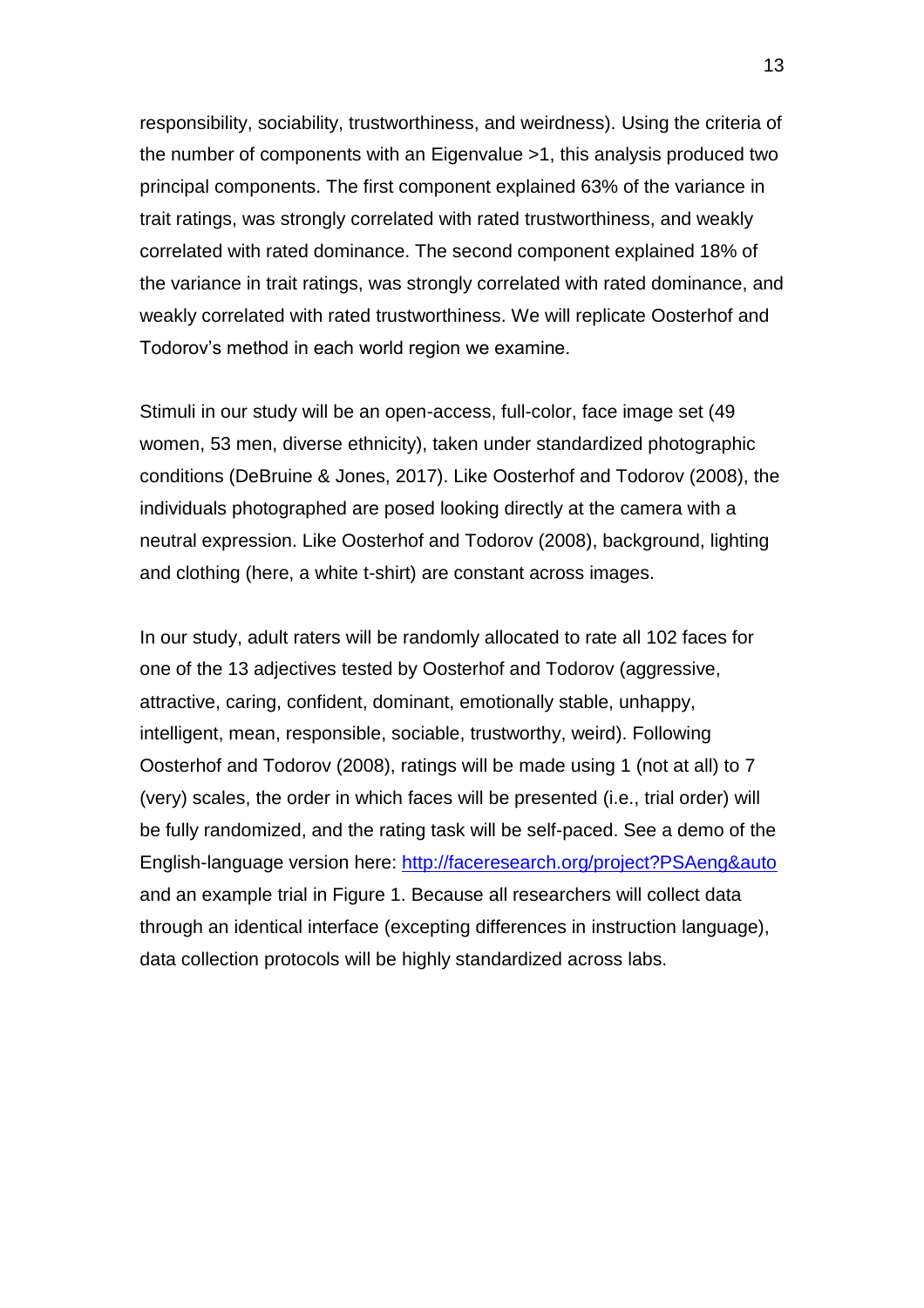responsibility, sociability, trustworthiness, and weirdness). Using the criteria of the number of components with an Eigenvalue >1, this analysis produced two principal components. The first component explained 63% of the variance in trait ratings, was strongly correlated with rated trustworthiness, and weakly correlated with rated dominance. The second component explained 18% of the variance in trait ratings, was strongly correlated with rated dominance, and weakly correlated with rated trustworthiness. We will replicate Oosterhof and Todorov's method in each world region we examine.

Stimuli in our study will be an open-access, full-color, face image set (49 women, 53 men, diverse ethnicity), taken under standardized photographic conditions (DeBruine & Jones, 2017). Like Oosterhof and Todorov (2008), the individuals photographed are posed looking directly at the camera with a neutral expression. Like Oosterhof and Todorov (2008), background, lighting and clothing (here, a white t-shirt) are constant across images.

In our study, adult raters will be randomly allocated to rate all 102 faces for one of the 13 adjectives tested by Oosterhof and Todorov (aggressive, attractive, caring, confident, dominant, emotionally stable, unhappy, intelligent, mean, responsible, sociable, trustworthy, weird). Following Oosterhof and Todorov (2008), ratings will be made using 1 (not at all) to 7 (very) scales, the order in which faces will be presented (i.e., trial order) will be fully randomized, and the rating task will be self-paced. See a demo of the English-language version here: [http://faceresearch.org/project?PSAeng&auto](http://faceresearch.org/project?PSAeng&auto) and an example trial in Figure 1. Because all researchers will collect data through an identical interface (excepting differences in instruction language), data collection protocols will be highly standardized across labs.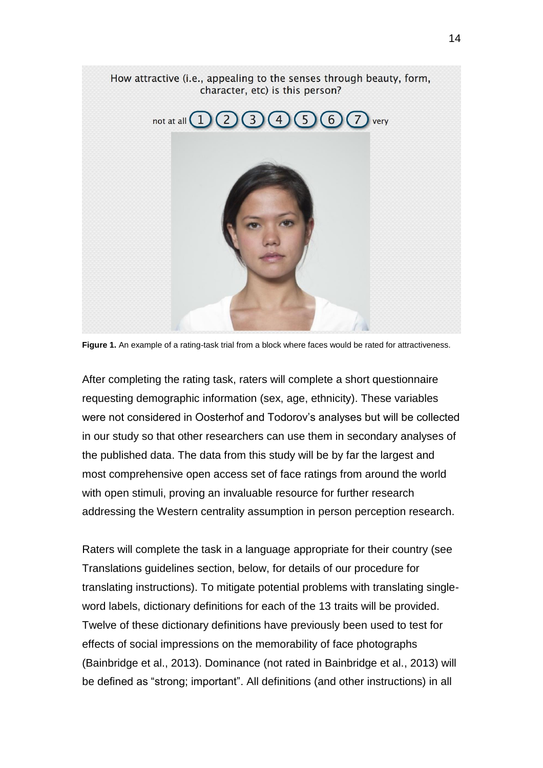How attractive (i.e., appealing to the senses through beauty, form, character, etc) is this person?

not at all 1 2 3 4 5 6 7 very

**Figure 1.** An example of a rating-task trial from a block where faces would be rated for attractiveness.

After completing the rating task, raters will complete a short questionnaire requesting demographic information (sex, age, ethnicity). These variables were not considered in Oosterhof and Todorov's analyses but will be collected in our study so that other researchers can use them in secondary analyses of the published data. The data from this study will be by far the largest and most comprehensive open access set of face ratings from around the world with open stimuli, proving an invaluable resource for further research addressing the Western centrality assumption in person perception research.

Raters will complete the task in a language appropriate for their country (see Translations guidelines section, below, for details of our procedure for translating instructions). To mitigate potential problems with translating single-word labels, dictionary definitions for each of the 13 traits will be provided. Twelve of these dictionary definitions have previously been used to test for effects of social impressions on the memorability of face photographs (Bainbridge et al., 2013). Dominance (not rated in Bainbridge et al., 2013) will be defined as "strong; important". All definitions (and other instructions) in all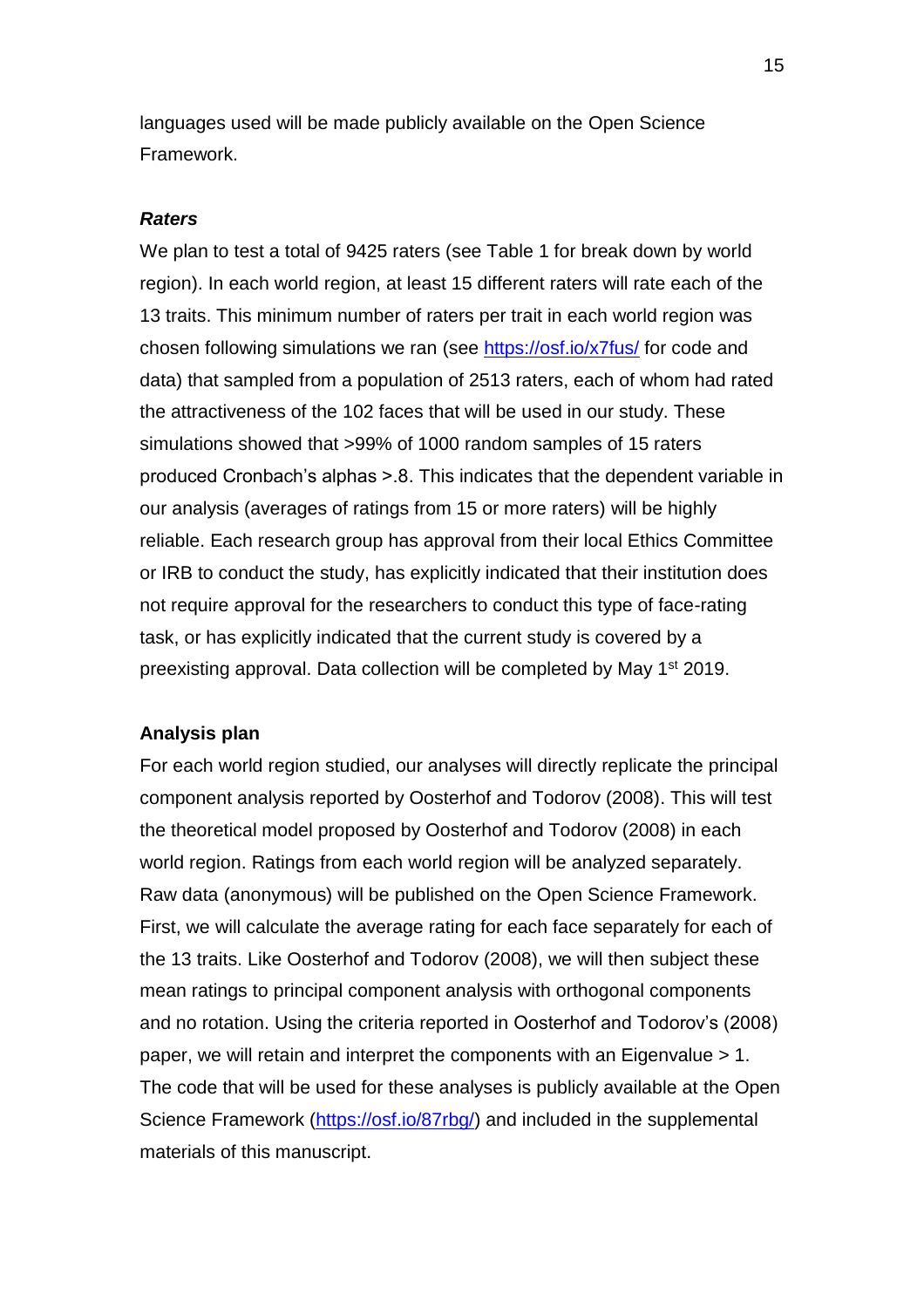languages used will be made publicly available on the Open Science Framework.

***Raters***

We plan to test a total of 9425 raters (see Table 1 for break down by world region). In each world region, at least 15 different raters will rate each of the 13 traits. This minimum number of raters per trait in each world region was chosen following simulations we ran (see https://osf.io/x7fus/ for code and data) that sampled from a population of 2513 raters, each of whom had rated the attractiveness of the 102 faces that will be used in our study. These simulations showed that >99% of 1000 random samples of 15 raters produced Cronbach's alphas >.8. This indicates that the dependent variable in our analysis (averages of ratings from 15 or more raters) will be highly reliable. Each research group has approval from their local Ethics Committee or IRB to conduct the study, has explicitly indicated that their institution does not require approval for the researchers to conduct this type of face-rating task, or has explicitly indicated that the current study is covered by a preexisting approval. Data collection will be completed by May 1st 2019.

**Analysis plan**

For each world region studied, our analyses will directly replicate the principal component analysis reported by Oosterhof and Todorov (2008). This will test the theoretical model proposed by Oosterhof and Todorov (2008) in each world region. Ratings from each world region will be analyzed separately. Raw data (anonymous) will be published on the Open Science Framework. First, we will calculate the average rating for each face separately for each of the 13 traits. Like Oosterhof and Todorov (2008), we will then subject these mean ratings to principal component analysis with orthogonal components and no rotation. Using the criteria reported in Oosterhof and Todorov's (2008) paper, we will retain and interpret the components with an Eigenvalue > 1. The code that will be used for these analyses is publicly available at the Open Science Framework (https://osf.io/87rbg/) and included in the supplemental materials of this manuscript.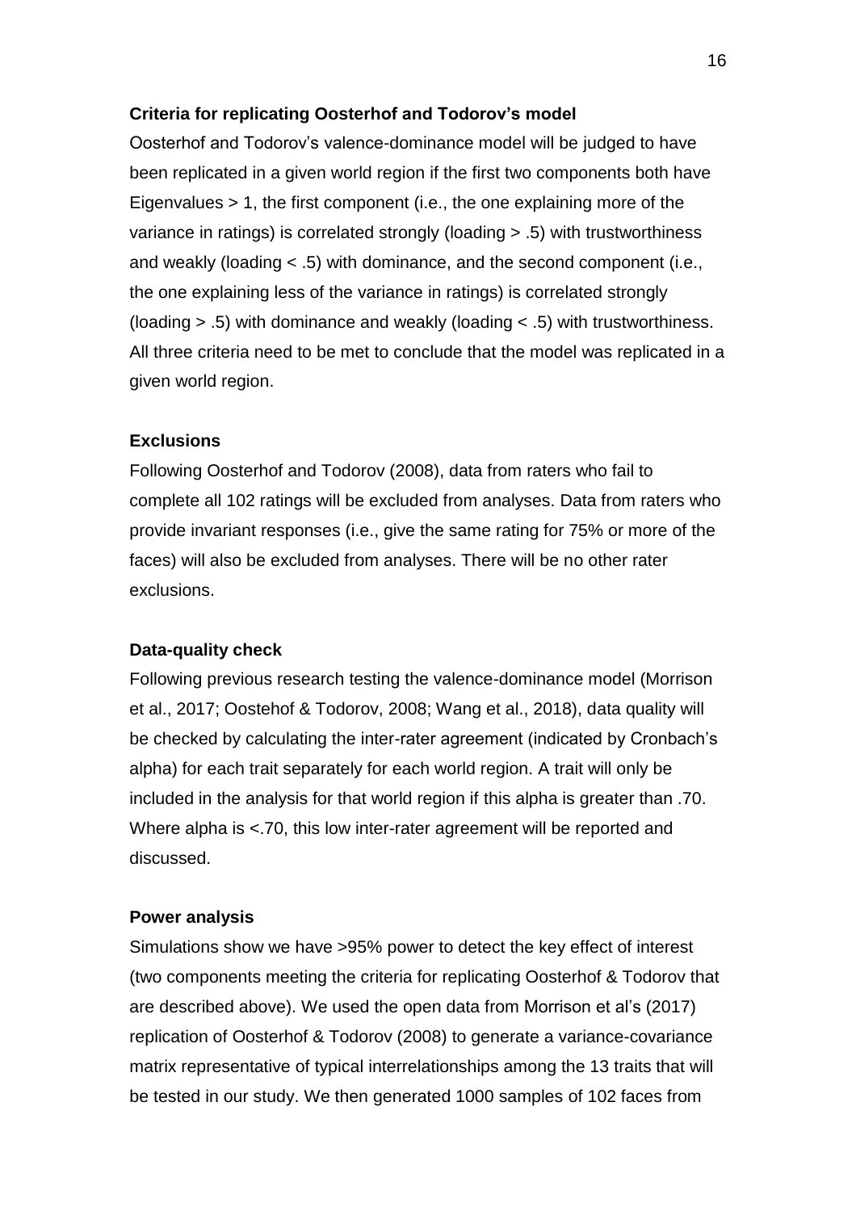**Criteria for replicating Oosterhof and Todorov's model**

Oosterhof and Todorov's valence-dominance model will be judged to have been replicated in a given world region if the first two components both have Eigenvalues > 1, the first component (i.e., the one explaining more of the variance in ratings) is correlated strongly (loading > .5) with trustworthiness and weakly (loading < .5) with dominance, and the second component (i.e., the one explaining less of the variance in ratings) is correlated strongly (loading > .5) with dominance and weakly (loading < .5) with trustworthiness. All three criteria need to be met to conclude that the model was replicated in a given world region.

**Exclusions**

Following Oosterhof and Todorov (2008), data from raters who fail to complete all 102 ratings will be excluded from analyses. Data from raters who provide invariant responses (i.e., give the same rating for 75% or more of the faces) will also be excluded from analyses. There will be no other rater exclusions.

**Data-quality check**

Following previous research testing the valence-dominance model (Morrison et al., 2017; Oostehof & Todorov, 2008; Wang et al., 2018), data quality will be checked by calculating the inter-rater agreement (indicated by Cronbach's alpha) for each trait separately for each world region. A trait will only be included in the analysis for that world region if this alpha is greater than .70. Where alpha is <.70, this low inter-rater agreement will be reported and discussed.

**Power analysis**

Simulations show we have >95% power to detect the key effect of interest (two components meeting the criteria for replicating Oosterhof & Todorov that are described above). We used the open data from Morrison et al's (2017) replication of Oosterhof & Todorov (2008) to generate a variance-covariance matrix representative of typical interrelationships among the 13 traits that will be tested in our study. We then generated 1000 samples of 102 faces from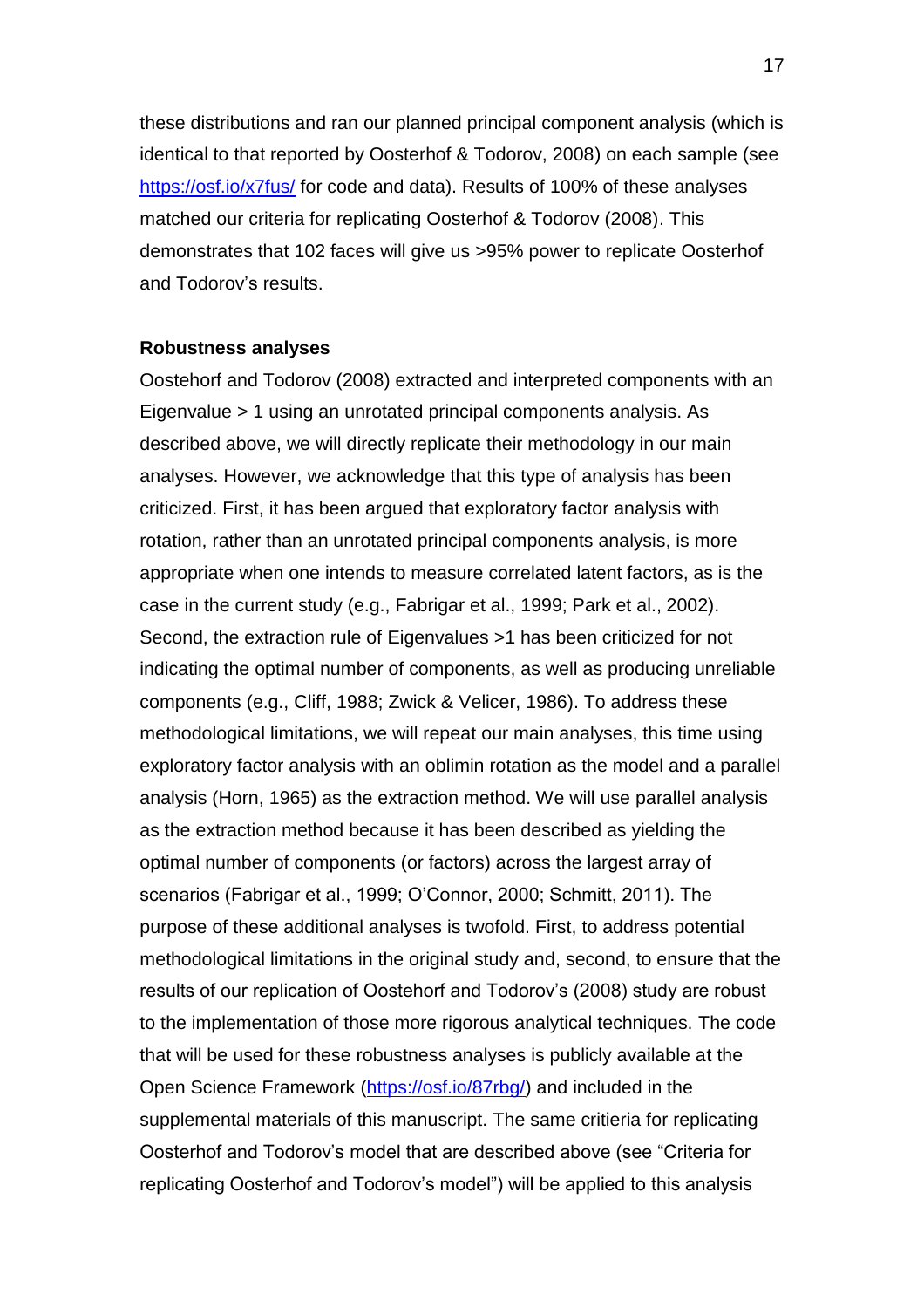these distributions and ran our planned principal component analysis (which is identical to that reported by Oosterhof & Todorov, 2008) on each sample (see https://osf.io/x7fus/ for code and data). Results of 100% of these analyses matched our criteria for replicating Oosterhof & Todorov (2008). This demonstrates that 102 faces will give us >95% power to replicate Oosterhof and Todorov's results.

**Robustness analyses**

Oostehorf and Todorov (2008) extracted and interpreted components with an Eigenvalue > 1 using an unrotated principal components analysis. As described above, we will directly replicate their methodology in our main analyses. However, we acknowledge that this type of analysis has been criticized. First, it has been argued that exploratory factor analysis with rotation, rather than an unrotated principal components analysis, is more appropriate when one intends to measure correlated latent factors, as is the case in the current study (e.g., Fabrigar et al., 1999; Park et al., 2002). Second, the extraction rule of Eigenvalues >1 has been criticized for not indicating the optimal number of components, as well as producing unreliable components (e.g., Cliff, 1988; Zwick & Velicer, 1986). To address these methodological limitations, we will repeat our main analyses, this time using exploratory factor analysis with an oblimin rotation as the model and a parallel analysis (Horn, 1965) as the extraction method. We will use parallel analysis as the extraction method because it has been described as yielding the optimal number of components (or factors) across the largest array of scenarios (Fabrigar et al., 1999; O'Connor, 2000; Schmitt, 2011). The purpose of these additional analyses is twofold. First, to address potential methodological limitations in the original study and, second, to ensure that the results of our replication of Oostehorf and Todorov's (2008) study are robust to the implementation of those more rigorous analytical techniques. The code that will be used for these robustness analyses is publicly available at the Open Science Framework (https://osf.io/87rbg/) and included in the supplemental materials of this manuscript. The same critieria for replicating Oosterhof and Todorov's model that are described above (see "Criteria for replicating Oosterhof and Todorov's model") will be applied to this analysis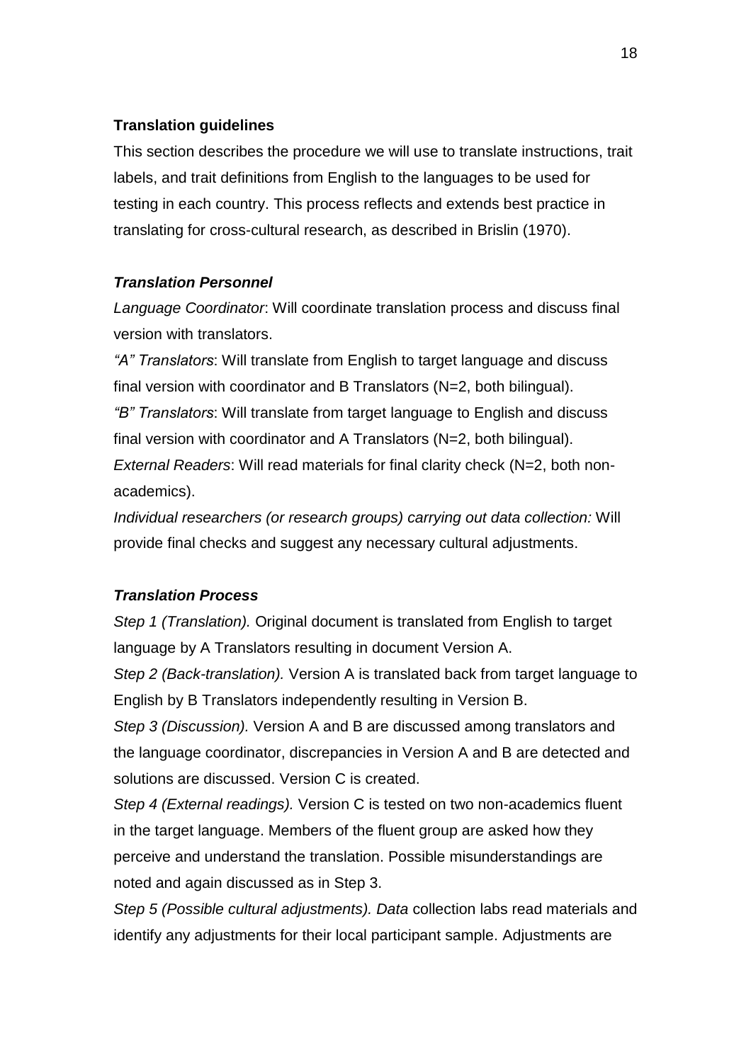**Translation guidelines**

This section describes the procedure we will use to translate instructions, trait labels, and trait definitions from English to the languages to be used for testing in each country. This process reflects and extends best practice in translating for cross-cultural research, as described in Brislin (1970).

***Translation Personnel***

*Language Coordinator*: Will coordinate translation process and discuss final version with translators.

*"A" Translators*: Will translate from English to target language and discuss final version with coordinator and B Translators (N=2, both bilingual).

*"B" Translators*: Will translate from target language to English and discuss final version with coordinator and A Translators (N=2, both bilingual).

*External Readers*: Will read materials for final clarity check (N=2, both non-academics).

*Individual researchers (or research groups) carrying out data collection:* Will provide final checks and suggest any necessary cultural adjustments.

***Translation Process***

*Step 1 (Translation).* Original document is translated from English to target language by A Translators resulting in document Version A.

*Step 2 (Back-translation).* Version A is translated back from target language to English by B Translators independently resulting in Version B.

*Step 3 (Discussion).* Version A and B are discussed among translators and the language coordinator, discrepancies in Version A and B are detected and solutions are discussed. Version C is created.

*Step 4 (External readings).* Version C is tested on two non-academics fluent in the target language. Members of the fluent group are asked how they perceive and understand the translation. Possible misunderstandings are noted and again discussed as in Step 3.

*Step 5 (Possible cultural adjustments). Data* collection labs read materials and identify any adjustments for their local participant sample. Adjustments are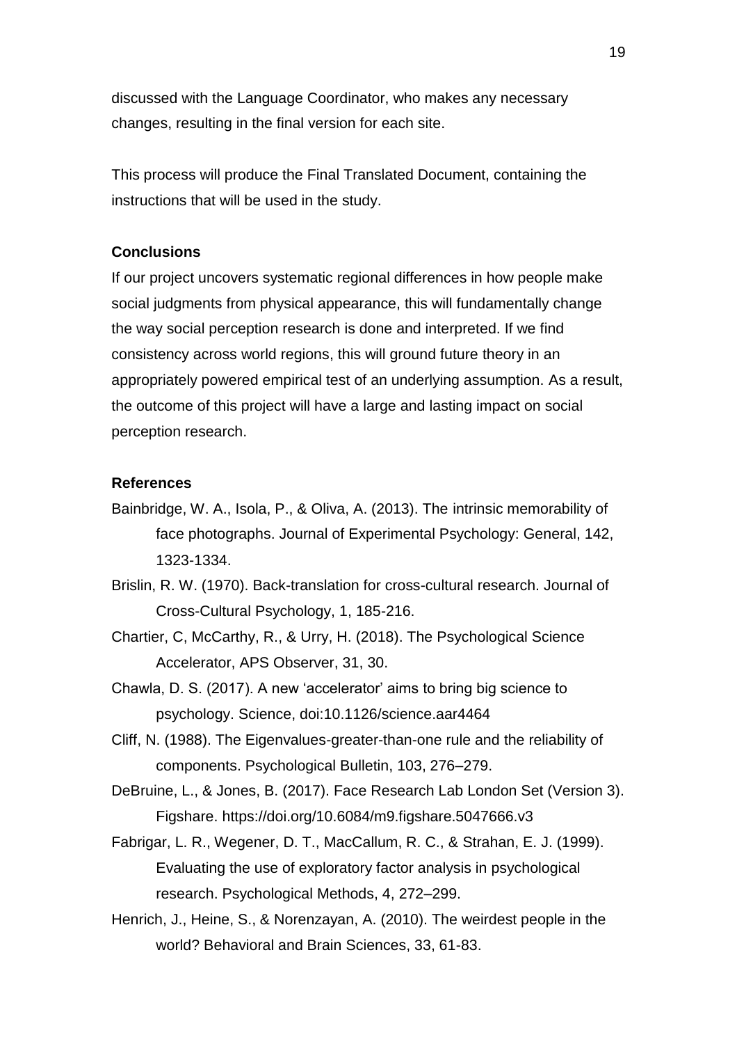discussed with the Language Coordinator, who makes any necessary changes, resulting in the final version for each site.

This process will produce the Final Translated Document, containing the instructions that will be used in the study.

**Conclusions**

If our project uncovers systematic regional differences in how people make social judgments from physical appearance, this will fundamentally change the way social perception research is done and interpreted. If we find consistency across world regions, this will ground future theory in an appropriately powered empirical test of an underlying assumption. As a result, the outcome of this project will have a large and lasting impact on social perception research.

**References**

Bainbridge, W. A., Isola, P., & Oliva, A. (2013). The intrinsic memorability of face photographs. Journal of Experimental Psychology: General, 142, 1323-1334.

Brislin, R. W. (1970). Back-translation for cross-cultural research. Journal of Cross-Cultural Psychology, 1, 185-216.

Chartier, C, McCarthy, R., & Urry, H. (2018). The Psychological Science Accelerator, APS Observer, 31, 30.

Chawla, D. S. (2017). A new 'accelerator' aims to bring big science to psychology. Science, doi:10.1126/science.aar4464

Cliff, N. (1988). The Eigenvalues-greater-than-one rule and the reliability of components. Psychological Bulletin, 103, 276–279.

DeBruine, L., & Jones, B. (2017). Face Research Lab London Set (Version 3). Figshare. https://doi.org/10.6084/m9.figshare.5047666.v3

Fabrigar, L. R., Wegener, D. T., MacCallum, R. C., & Strahan, E. J. (1999). Evaluating the use of exploratory factor analysis in psychological research. Psychological Methods, 4, 272–299.

Henrich, J., Heine, S., & Norenzayan, A. (2010). The weirdest people in the world? Behavioral and Brain Sciences, 33, 61-83.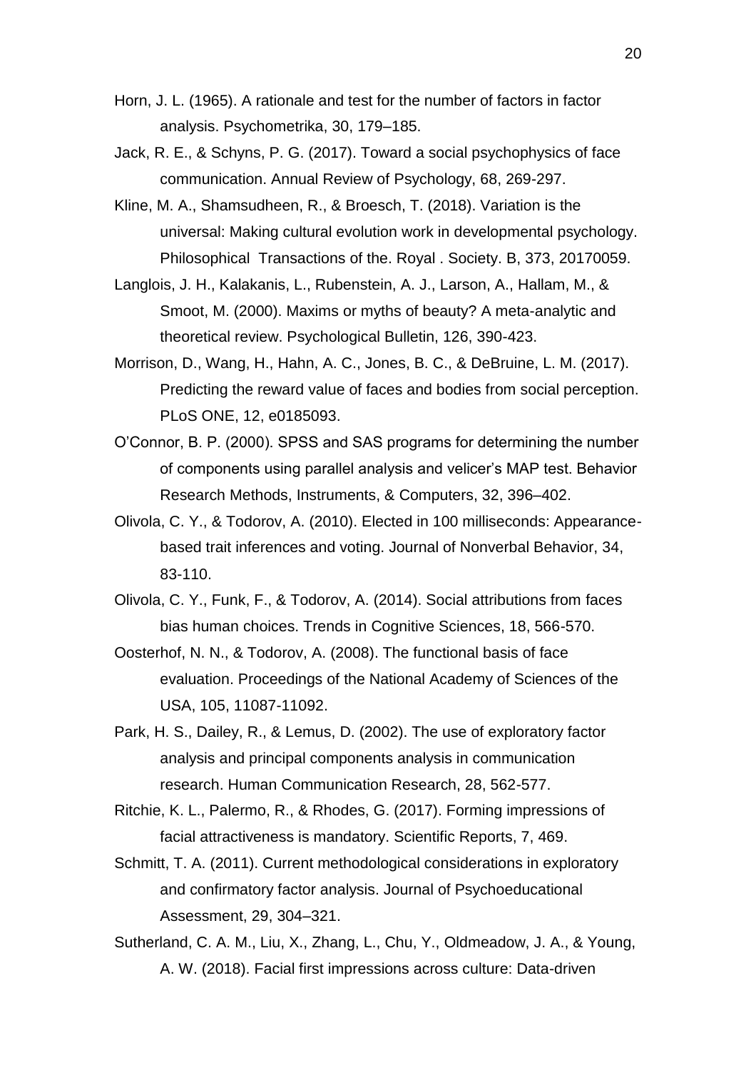Horn, J. L. (1965). A rationale and test for the number of factors in factor analysis. Psychometrika, 30, 179–185.

Jack, R. E., & Schyns, P. G. (2017). Toward a social psychophysics of face communication. Annual Review of Psychology, 68, 269-297.

Kline, M. A., Shamsudheen, R., & Broesch, T. (2018). Variation is the universal: Making cultural evolution work in developmental psychology. Philosophical  Transactions of the. Royal . Society. B, 373, 20170059.

Langlois, J. H., Kalakanis, L., Rubenstein, A. J., Larson, A., Hallam, M., & Smoot, M. (2000). Maxims or myths of beauty? A meta-analytic and theoretical review. Psychological Bulletin, 126, 390-423.

Morrison, D., Wang, H., Hahn, A. C., Jones, B. C., & DeBruine, L. M. (2017). Predicting the reward value of faces and bodies from social perception. PLoS ONE, 12, e0185093.

O'Connor, B. P. (2000). SPSS and SAS programs for determining the number of components using parallel analysis and velicer's MAP test. Behavior Research Methods, Instruments, & Computers, 32, 396–402.

Olivola, C. Y., & Todorov, A. (2010). Elected in 100 milliseconds: Appearance-based trait inferences and voting. Journal of Nonverbal Behavior, 34, 83-110.

Olivola, C. Y., Funk, F., & Todorov, A. (2014). Social attributions from faces bias human choices. Trends in Cognitive Sciences, 18, 566-570.

Oosterhof, N. N., & Todorov, A. (2008). The functional basis of face evaluation. Proceedings of the National Academy of Sciences of the USA, 105, 11087-11092.

Park, H. S., Dailey, R., & Lemus, D. (2002). The use of exploratory factor analysis and principal components analysis in communication research. Human Communication Research, 28, 562-577.

Ritchie, K. L., Palermo, R., & Rhodes, G. (2017). Forming impressions of facial attractiveness is mandatory. Scientific Reports, 7, 469.

Schmitt, T. A. (2011). Current methodological considerations in exploratory and confirmatory factor analysis. Journal of Psychoeducational Assessment, 29, 304–321.

Sutherland, C. A. M., Liu, X., Zhang, L., Chu, Y., Oldmeadow, J. A., & Young, A. W. (2018). Facial first impressions across culture: Data-driven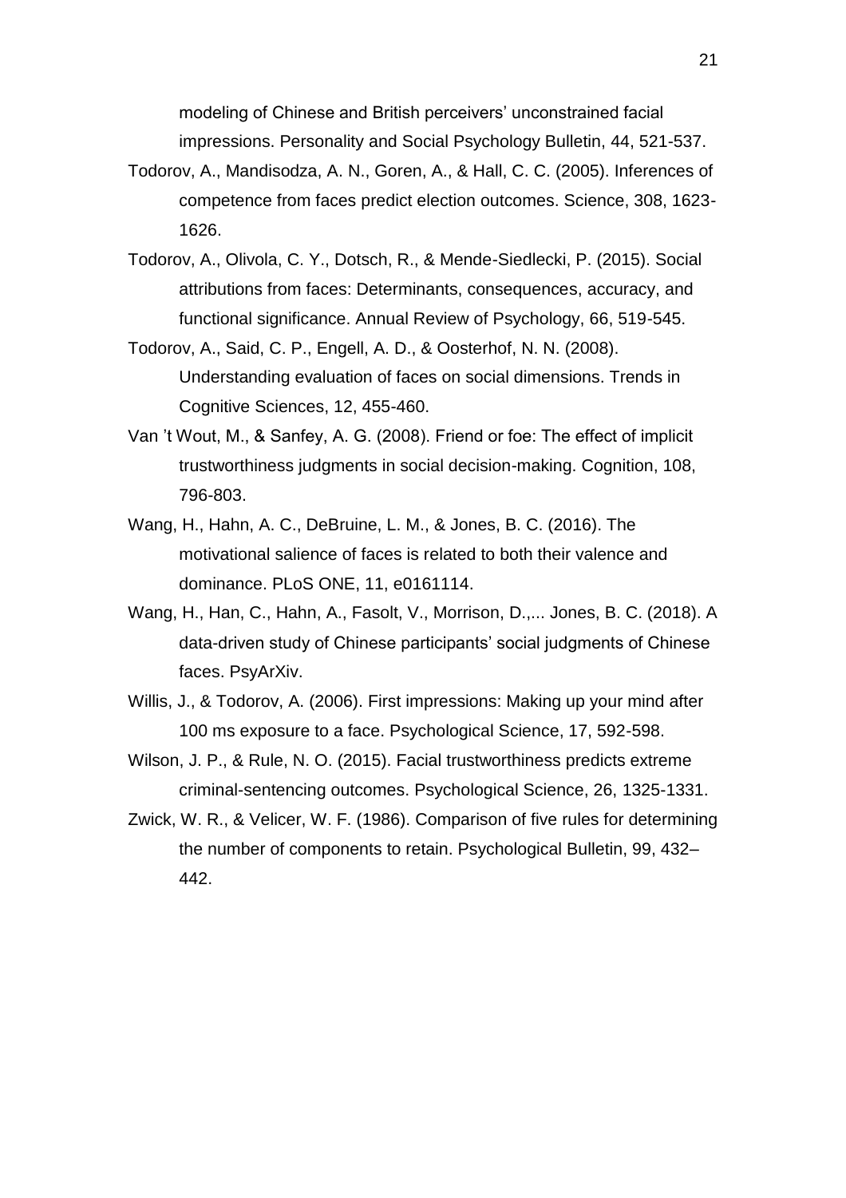modeling of Chinese and British perceivers' unconstrained facial impressions. Personality and Social Psychology Bulletin, 44, 521-537.

Todorov, A., Mandisodza, A. N., Goren, A., & Hall, C. C. (2005). Inferences of competence from faces predict election outcomes. Science, 308, 1623-1626.

Todorov, A., Olivola, C. Y., Dotsch, R., & Mende-Siedlecki, P. (2015). Social attributions from faces: Determinants, consequences, accuracy, and functional significance. Annual Review of Psychology, 66, 519-545.

Todorov, A., Said, C. P., Engell, A. D., & Oosterhof, N. N. (2008). Understanding evaluation of faces on social dimensions. Trends in Cognitive Sciences, 12, 455-460.

Van 't Wout, M., & Sanfey, A. G. (2008). Friend or foe: The effect of implicit trustworthiness judgments in social decision-making. Cognition, 108, 796-803.

Wang, H., Hahn, A. C., DeBruine, L. M., & Jones, B. C. (2016). The motivational salience of faces is related to both their valence and dominance. PLoS ONE, 11, e0161114.

Wang, H., Han, C., Hahn, A., Fasolt, V., Morrison, D.,... Jones, B. C. (2018). A data-driven study of Chinese participants' social judgments of Chinese faces. PsyArXiv.

Willis, J., & Todorov, A. (2006). First impressions: Making up your mind after 100 ms exposure to a face. Psychological Science, 17, 592-598.

Wilson, J. P., & Rule, N. O. (2015). Facial trustworthiness predicts extreme criminal-sentencing outcomes. Psychological Science, 26, 1325-1331.

Zwick, W. R., & Velicer, W. F. (1986). Comparison of five rules for determining the number of components to retain. Psychological Bulletin, 99, 432–442.